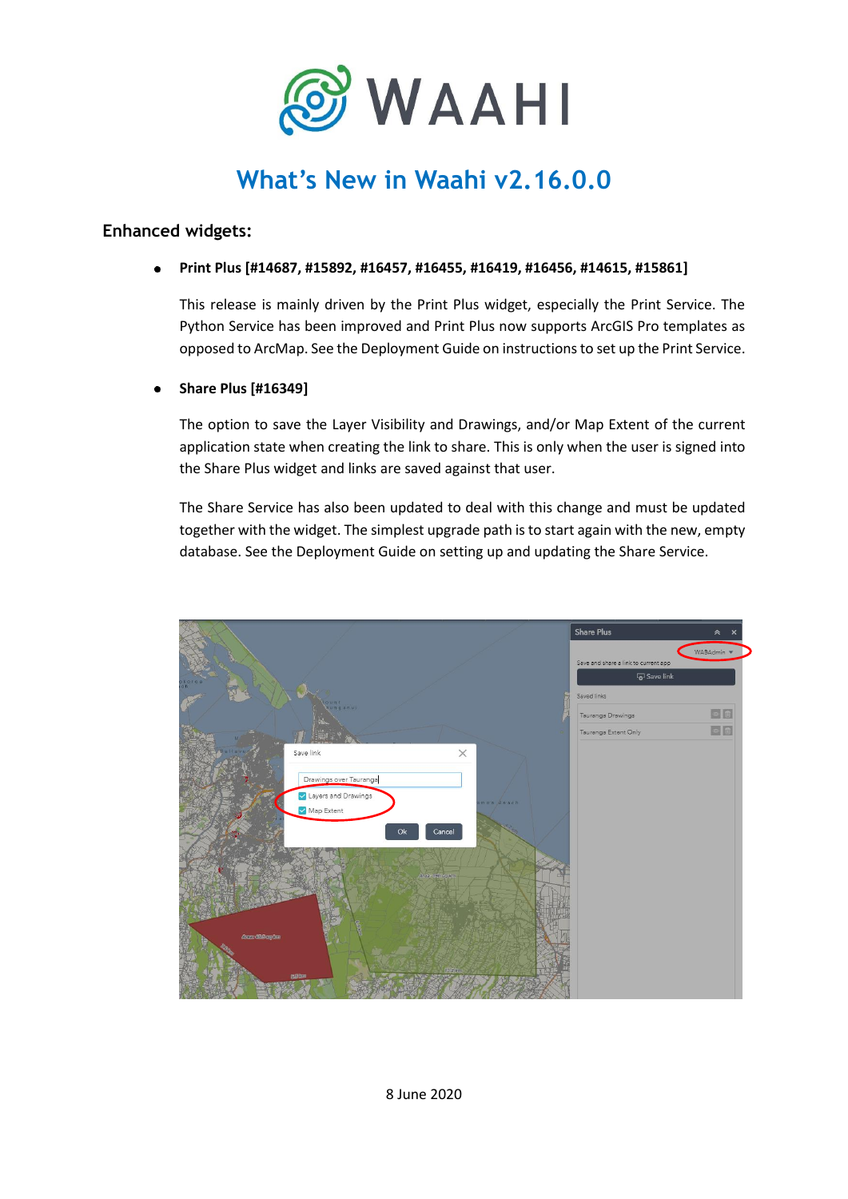# What's New in Waahi v2.16.0.0

## Enhanced widgets:

- **Print Plus [#14687, #15892, #16457, #16455, #16419, #16456, #14615, #15861]**

  This release is mainly driven by the Print Plus widget, especially the Print Service. The Python Service has been improved and Print Plus now supports ArcGIS Pro templates as opposed to ArcMap. See the Deployment Guide on instructions to set up the Print Service.

- **Share Plus [#16349]**

  The option to save the Layer Visibility and Drawings, and/or Map Extent of the current application state when creating the link to share. This is only when the user is signed into the Share Plus widget and links are saved against that user.

  The Share Service has also been updated to deal with this change and must be updated together with the widget. The simplest upgrade path is to start again with the new, empty database. See the Deployment Guide on setting up and updating the Share Service.

8 June 2020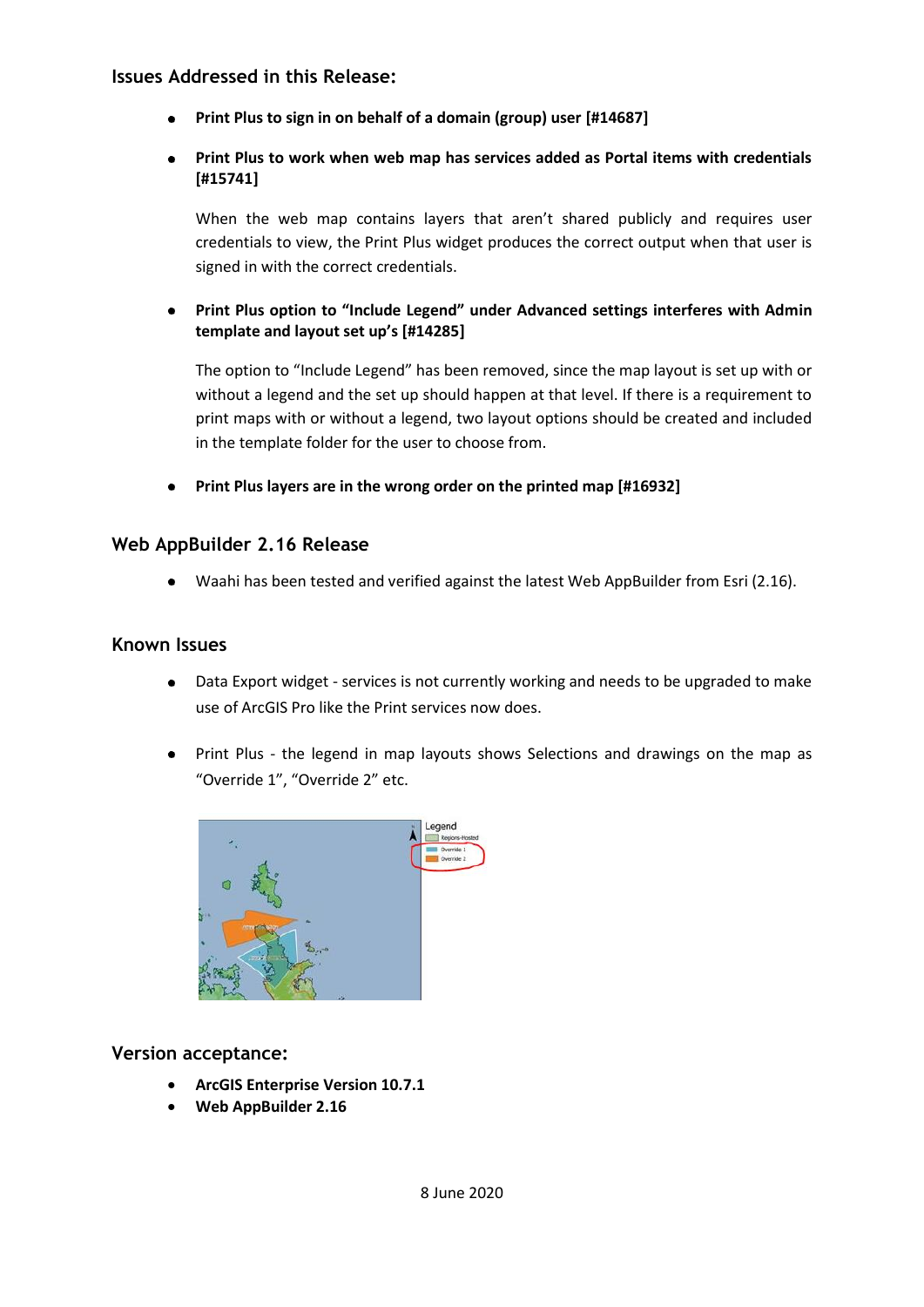## Issues Addressed in this Release:

- **Print Plus to sign in on behalf of a domain (group) user [#14687]**

- **Print Plus to work when web map has services added as Portal items with credentials [#15741]**

  When the web map contains layers that aren't shared publicly and requires user credentials to view, the Print Plus widget produces the correct output when that user is signed in with the correct credentials.

- **Print Plus option to "Include Legend" under Advanced settings interferes with Admin template and layout set up's [#14285]**

  The option to "Include Legend" has been removed, since the map layout is set up with or without a legend and the set up should happen at that level. If there is a requirement to print maps with or without a legend, two layout options should be created and included in the template folder for the user to choose from.

- **Print Plus layers are in the wrong order on the printed map [#16932]**

## Web AppBuilder 2.16 Release

- Waahi has been tested and verified against the latest Web AppBuilder from Esri (2.16).

## Known Issues

- Data Export widget - services is not currently working and needs to be upgraded to make use of ArcGIS Pro like the Print services now does.

- Print Plus - the legend in map layouts shows Selections and drawings on the map as "Override 1", "Override 2" etc.

## Version acceptance:

- **ArcGIS Enterprise Version 10.7.1**
- **Web AppBuilder 2.16**

8 June 2020